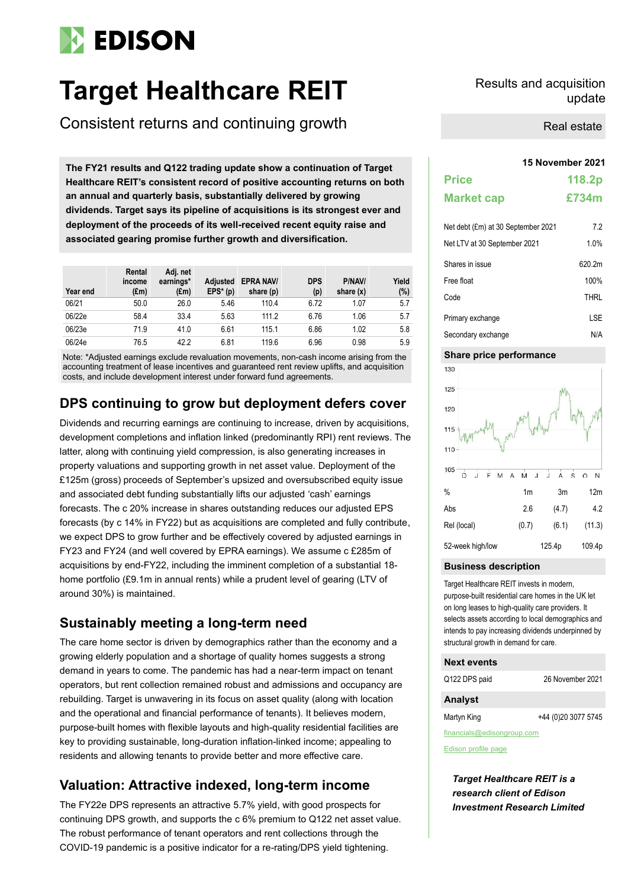# Target Healthcare REIT

## Consistent returns and continuing growth

Results and acquisition update

Real estate

**The FY21 results and Q122 trading update show a continuation of Target Healthcare REIT's consistent record of positive accounting returns on both an annual and quarterly basis, substantially delivered by growing dividends. Target says its pipeline of acquisitions is its strongest ever and deployment of the proceeds of its well-received recent equity raise and associated gearing promise further growth and diversification.**

| Year end | Rental income (£m) | Adj. net earnings* (£m) | Adjusted EPS* (p) | EPRA NAV/ share (p) | DPS (p) | P/NAV/ share (x) | Yield (%) |
|---|---|---|---|---|---|---|---|
| 06/21 | 50.0 | 26.0 | 5.46 | 110.4 | 6.72 | 1.07 | 5.7 |
| 06/22e | 58.4 | 33.4 | 5.63 | 111.2 | 6.76 | 1.06 | 5.7 |
| 06/23e | 71.9 | 41.0 | 6.61 | 115.1 | 6.86 | 1.02 | 5.8 |
| 06/24e | 76.5 | 42.2 | 6.81 | 119.6 | 6.96 | 0.98 | 5.9 |

Note: *Adjusted earnings exclude revaluation movements, non-cash income arising from the accounting treatment of lease incentives and guaranteed rent review uplifts, and acquisition costs, and include development interest under forward fund agreements.

## DPS continuing to grow but deployment defers cover

Dividends and recurring earnings are continuing to increase, driven by acquisitions, development completions and inflation linked (predominantly RPI) rent reviews. The latter, along with continuing yield compression, is also generating increases in property valuations and supporting growth in net asset value. Deployment of the £125m (gross) proceeds of September's upsized and oversubscribed equity issue and associated debt funding substantially lifts our adjusted 'cash' earnings forecasts. The c 20% increase in shares outstanding reduces our adjusted EPS forecasts (by c 14% in FY22) but as acquisitions are completed and fully contribute, we expect DPS to grow further and be effectively covered by adjusted earnings in FY23 and FY24 (and well covered by EPRA earnings). We assume c £285m of acquisitions by end-FY22, including the imminent completion of a substantial 18-home portfolio (£9.1m in annual rents) while a prudent level of gearing (LTV of around 30%) is maintained.

## Sustainably meeting a long-term need

The care home sector is driven by demographics rather than the economy and a growing elderly population and a shortage of quality homes suggests a strong demand in years to come. The pandemic has had a near-term impact on tenant operators, but rent collection remained robust and admissions and occupancy are rebuilding. Target is unwavering in its focus on asset quality (along with location and the operational and financial performance of tenants). It believes modern, purpose-built homes with flexible layouts and high-quality residential facilities are key to providing sustainable, long-duration inflation-linked income; appealing to residents and allowing tenants to provide better and more effective care.

## Valuation: Attractive indexed, long-term income

The FY22e DPS represents an attractive 5.7% yield, with good prospects for continuing DPS growth, and supports the c 6% premium to Q122 net asset value. The robust performance of tenant operators and rent collections through the COVID-19 pandemic is a positive indicator for a re-rating/DPS yield tightening.

**15 November 2021**

| | |
|---|---|
| **Price** | **118.2p** |
| **Market cap** | **£734m** |

| | |
|---|---|
| Net debt (£m) at 30 September 2021 | 7.2 |
| Net LTV at 30 September 2021 | 1.0% |
| Shares in issue | 620.2m |
| Free float | 100% |
| Code | THRL |
| Primary exchange | LSE |
| Secondary exchange | N/A |

### Share price performance

| % | 1m | 3m | 12m |
|---|---|---|---|
| Abs | 2.6 | (4.7) | 4.2 |
| Rel (local) | (0.7) | (6.1) | (11.3) |
| 52-week high/low | | 125.4p | 109.4p |

### Business description

Target Healthcare REIT invests in modern, purpose-built residential care homes in the UK let on long leases to high-quality care providers. It selects assets according to local demographics and intends to pay increasing dividends underpinned by structural growth in demand for care.

### Next events

| | |
|---|---|
| Q122 DPS paid | 26 November 2021 |

### Analyst

Martyn King +44 (0)20 3077 5745

financials@edisongroup.com

Edison profile page

***Target Healthcare REIT is a research client of Edison Investment Research Limited***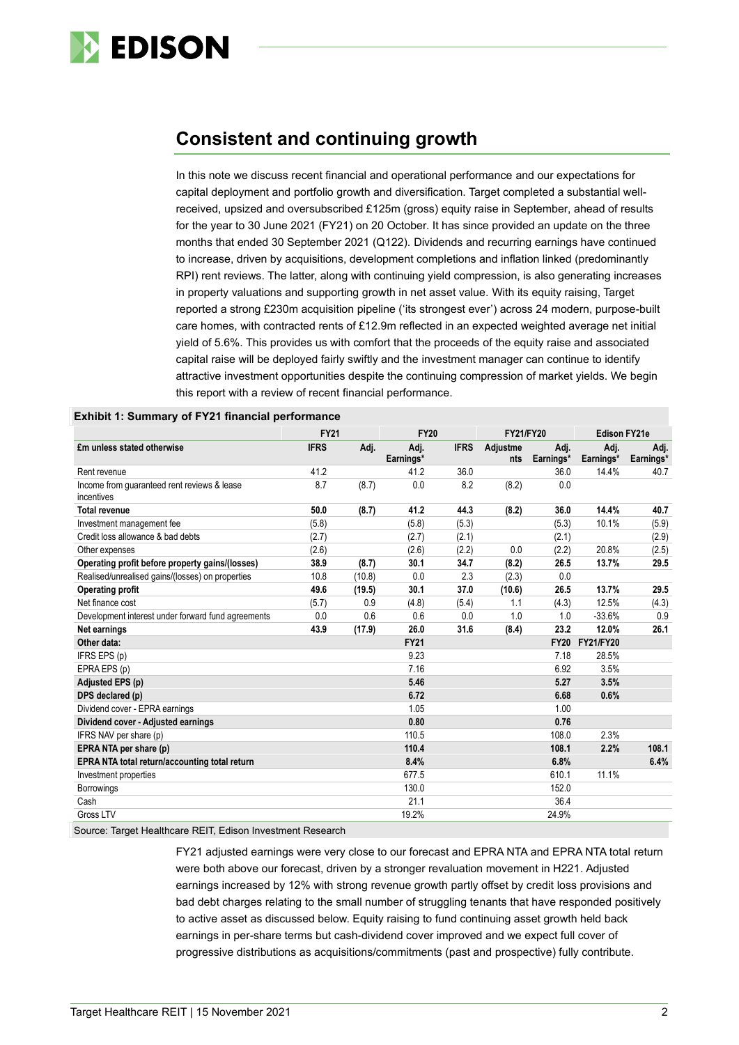## Consistent and continuing growth

In this note we discuss recent financial and operational performance and our expectations for capital deployment and portfolio growth and diversification. Target completed a substantial well-received, upsized and oversubscribed £125m (gross) equity raise in September, ahead of results for the year to 30 June 2021 (FY21) on 20 October. It has since provided an update on the three months that ended 30 September 2021 (Q122). Dividends and recurring earnings have continued to increase, driven by acquisitions, development completions and inflation linked (predominantly RPI) rent reviews. The latter, along with continuing yield compression, is also generating increases in property valuations and supporting growth in net asset value. With its equity raising, Target reported a strong £230m acquisition pipeline ('its strongest ever') across 24 modern, purpose-built care homes, with contracted rents of £12.9m reflected in an expected weighted average net initial yield of 5.6%. This provides us with comfort that the proceeds of the equity raise and associated capital raise will be deployed fairly swiftly and the investment manager can continue to identify attractive investment opportunities despite the continuing compression of market yields. We begin this report with a review of recent financial performance.

**Exhibit 1: Summary of FY21 financial performance**

| | FY21 | | FY20 | | FY21/FY20 | | Edison FY21e | |
|---|---|---|---|---|---|---|---|---|
| **£m unless stated otherwise** | **IFRS** | **Adj.** | **Adj. Earnings*** | **IFRS** | **Adjustments** | **Adj. Earnings*** | **Adj. Earnings*** | **Adj. Earnings*** |
| Rent revenue | 41.2 | | 41.2 | 36.0 | | 36.0 | 14.4% | 40.7 |
| Income from guaranteed rent reviews & lease incentives | 8.7 | (8.7) | 0.0 | 8.2 | (8.2) | 0.0 | | |
| **Total revenue** | **50.0** | **(8.7)** | **41.2** | **44.3** | **(8.2)** | **36.0** | **14.4%** | **40.7** |
| Investment management fee | (5.8) | | (5.8) | (5.3) | | (5.3) | 10.1% | (5.9) |
| Credit loss allowance & bad debts | (2.7) | | (2.7) | (2.1) | | (2.1) | | (2.9) |
| Other expenses | (2.6) | | (2.6) | (2.2) | 0.0 | (2.2) | 20.8% | (2.5) |
| **Operating profit before property gains/(losses)** | **38.9** | **(8.7)** | **30.1** | **34.7** | **(8.2)** | **26.5** | **13.7%** | **29.5** |
| Realised/unrealised gains/(losses) on properties | 10.8 | (10.8) | 0.0 | 2.3 | (2.3) | 0.0 | | |
| **Operating profit** | **49.6** | **(19.5)** | **30.1** | **37.0** | **(10.6)** | **26.5** | **13.7%** | **29.5** |
| Net finance cost | (5.7) | 0.9 | (4.8) | (5.4) | 1.1 | (4.3) | 12.5% | (4.3) |
| Development interest under forward fund agreements | 0.0 | 0.6 | 0.6 | 0.0 | 1.0 | 1.0 | -33.6% | 0.9 |
| **Net earnings** | **43.9** | **(17.9)** | **26.0** | **31.6** | **(8.4)** | **23.2** | **12.0%** | **26.1** |
| **Other data:** | | | **FY21** | | | **FY20** | **FY21/FY20** | |
| IFRS EPS (p) | | | 9.23 | | | 7.18 | 28.5% | |
| EPRA EPS (p) | | | 7.16 | | | 6.92 | 3.5% | |
| **Adjusted EPS (p)** | | | **5.46** | | | **5.27** | **3.5%** | |
| **DPS declared (p)** | | | **6.72** | | | **6.68** | **0.6%** | |
| Dividend cover - EPRA earnings | | | 1.05 | | | 1.00 | | |
| **Dividend cover - Adjusted earnings** | | | **0.80** | | | **0.76** | | |
| IFRS NAV per share (p) | | | 110.5 | | | 108.0 | 2.3% | |
| **EPRA NTA per share (p)** | | | **110.4** | | | **108.1** | **2.2%** | **108.1** |
| **EPRA NTA total return/accounting total return** | | | **8.4%** | | | **6.8%** | | **6.4%** |
| Investment properties | | | 677.5 | | | 610.1 | 11.1% | |
| Borrowings | | | 130.0 | | | 152.0 | | |
| Cash | | | 21.1 | | | 36.4 | | |
| Gross LTV | | | 19.2% | | | 24.9% | | |

Source: Target Healthcare REIT, Edison Investment Research

FY21 adjusted earnings were very close to our forecast and EPRA NTA and EPRA NTA total return were both above our forecast, driven by a stronger revaluation movement in H221. Adjusted earnings increased by 12% with strong revenue growth partly offset by credit loss provisions and bad debt charges relating to the small number of struggling tenants that have responded positively to active asset as discussed below. Equity raising to fund continuing asset growth held back earnings in per-share terms but cash-dividend cover improved and we expect full cover of progressive distributions as acquisitions/commitments (past and prospective) fully contribute.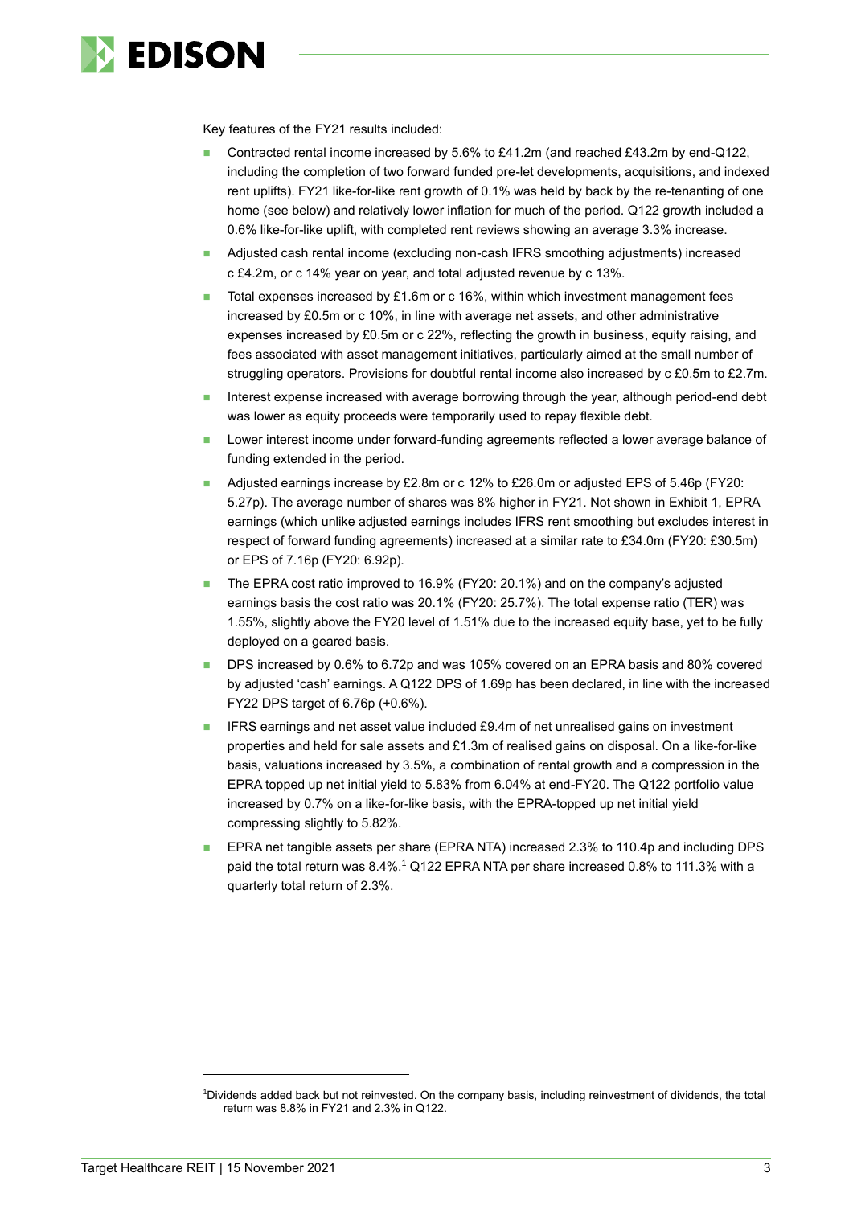Key features of the FY21 results included:

- Contracted rental income increased by 5.6% to £41.2m (and reached £43.2m by end-Q122, including the completion of two forward funded pre-let developments, acquisitions, and indexed rent uplifts). FY21 like-for-like rent growth of 0.1% was held by back by the re-tenanting of one home (see below) and relatively lower inflation for much of the period. Q122 growth included a 0.6% like-for-like uplift, with completed rent reviews showing an average 3.3% increase.
- Adjusted cash rental income (excluding non-cash IFRS smoothing adjustments) increased c £4.2m, or c 14% year on year, and total adjusted revenue by c 13%.
- Total expenses increased by £1.6m or c 16%, within which investment management fees increased by £0.5m or c 10%, in line with average net assets, and other administrative expenses increased by £0.5m or c 22%, reflecting the growth in business, equity raising, and fees associated with asset management initiatives, particularly aimed at the small number of struggling operators. Provisions for doubtful rental income also increased by c £0.5m to £2.7m.
- Interest expense increased with average borrowing through the year, although period-end debt was lower as equity proceeds were temporarily used to repay flexible debt.
- Lower interest income under forward-funding agreements reflected a lower average balance of funding extended in the period.
- Adjusted earnings increase by £2.8m or c 12% to £26.0m or adjusted EPS of 5.46p (FY20: 5.27p). The average number of shares was 8% higher in FY21. Not shown in Exhibit 1, EPRA earnings (which unlike adjusted earnings includes IFRS rent smoothing but excludes interest in respect of forward funding agreements) increased at a similar rate to £34.0m (FY20: £30.5m) or EPS of 7.16p (FY20: 6.92p).
- The EPRA cost ratio improved to 16.9% (FY20: 20.1%) and on the company's adjusted earnings basis the cost ratio was 20.1% (FY20: 25.7%). The total expense ratio (TER) was 1.55%, slightly above the FY20 level of 1.51% due to the increased equity base, yet to be fully deployed on a geared basis.
- DPS increased by 0.6% to 6.72p and was 105% covered on an EPRA basis and 80% covered by adjusted 'cash' earnings. A Q122 DPS of 1.69p has been declared, in line with the increased FY22 DPS target of 6.76p (+0.6%).
- IFRS earnings and net asset value included £9.4m of net unrealised gains on investment properties and held for sale assets and £1.3m of realised gains on disposal. On a like-for-like basis, valuations increased by 3.5%, a combination of rental growth and a compression in the EPRA topped up net initial yield to 5.83% from 6.04% at end-FY20. The Q122 portfolio value increased by 0.7% on a like-for-like basis, with the EPRA-topped up net initial yield compressing slightly to 5.82%.
- EPRA net tangible assets per share (EPRA NTA) increased 2.3% to 110.4p and including DPS paid the total return was 8.4%.[1] Q122 EPRA NTA per share increased 0.8% to 111.3% with a quarterly total return of 2.3%.

---

[1] Dividends added back but not reinvested. On the company basis, including reinvestment of dividends, the total return was 8.8% in FY21 and 2.3% in Q122.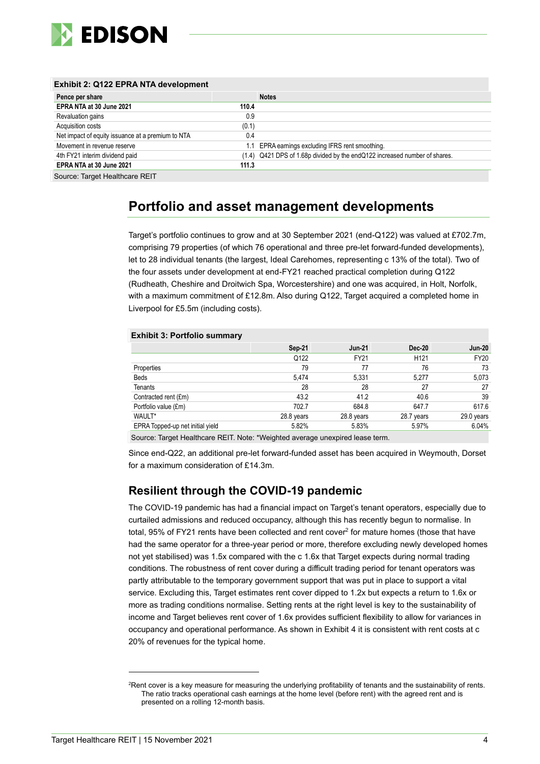**Exhibit 2: Q122 EPRA NTA development**

| Pence per share | | Notes |
|---|---|---|
| **EPRA NTA at 30 June 2021** | **110.4** | |
| Revaluation gains | 0.9 | |
| Acquisition costs | (0.1) | |
| Net impact of equity issuance at a premium to NTA | 0.4 | |
| Movement in revenue reserve | 1.1 | EPRA earnings excluding IFRS rent smoothing. |
| 4th FY21 interim dividend paid | (1.4) | Q421 DPS of 1.68p divided by the endQ122 increased number of shares. |
| **EPRA NTA at 30 June 2021** | **111.3** | |

Source: Target Healthcare REIT

## Portfolio and asset management developments

Target's portfolio continues to grow and at 30 September 2021 (end-Q122) was valued at £702.7m, comprising 79 properties (of which 76 operational and three pre-let forward-funded developments), let to 28 individual tenants (the largest, Ideal Carehomes, representing c 13% of the total). Two of the four assets under development at end-FY21 reached practical completion during Q122 (Rudheath, Cheshire and Droitwich Spa, Worcestershire) and one was acquired, in Holt, Norfolk, with a maximum commitment of £12.8m. Also during Q122, Target acquired a completed home in Liverpool for £5.5m (including costs).

**Exhibit 3: Portfolio summary**

| | **Sep-21** | **Jun-21** | **Dec-20** | **Jun-20** |
|---|---|---|---|---|
| | Q122 | FY21 | H121 | FY20 |
| Properties | 79 | 77 | 76 | 73 |
| Beds | 5,474 | 5,331 | 5,277 | 5,073 |
| Tenants | 28 | 28 | 27 | 27 |
| Contracted rent (£m) | 43.2 | 41.2 | 40.6 | 39 |
| Portfolio value (£m) | 702.7 | 684.8 | 647.7 | 617.6 |
| WAULT* | 28.8 years | 28.8 years | 28.7 years | 29.0 years |
| EPRA Topped-up net initial yield | 5.82% | 5.83% | 5.97% | 6.04% |

Source: Target Healthcare REIT. Note: *Weighted average unexpired lease term.

Since end-Q22, an additional pre-let forward-funded asset has been acquired in Weymouth, Dorset for a maximum consideration of £14.3m.

### Resilient through the COVID-19 pandemic

The COVID-19 pandemic has had a financial impact on Target's tenant operators, especially due to curtailed admissions and reduced occupancy, although this has recently begun to normalise. In total, 95% of FY21 rents have been collected and rent cover[2] for mature homes (those that have had the same operator for a three-year period or more, therefore excluding newly developed homes not yet stabilised) was 1.5x compared with the c 1.6x that Target expects during normal trading conditions. The robustness of rent cover during a difficult trading period for tenant operators was partly attributable to the temporary government support that was put in place to support a vital service. Excluding this, Target estimates rent cover dipped to 1.2x but expects a return to 1.6x or more as trading conditions normalise. Setting rents at the right level is key to the sustainability of income and Target believes rent cover of 1.6x provides sufficient flexibility to allow for variances in occupancy and operational performance. As shown in Exhibit 4 it is consistent with rent costs at c 20% of revenues for the typical home.

[2]Rent cover is a key measure for measuring the underlying profitability of tenants and the sustainability of rents. The ratio tracks operational cash earnings at the home level (before rent) with the agreed rent and is presented on a rolling 12-month basis.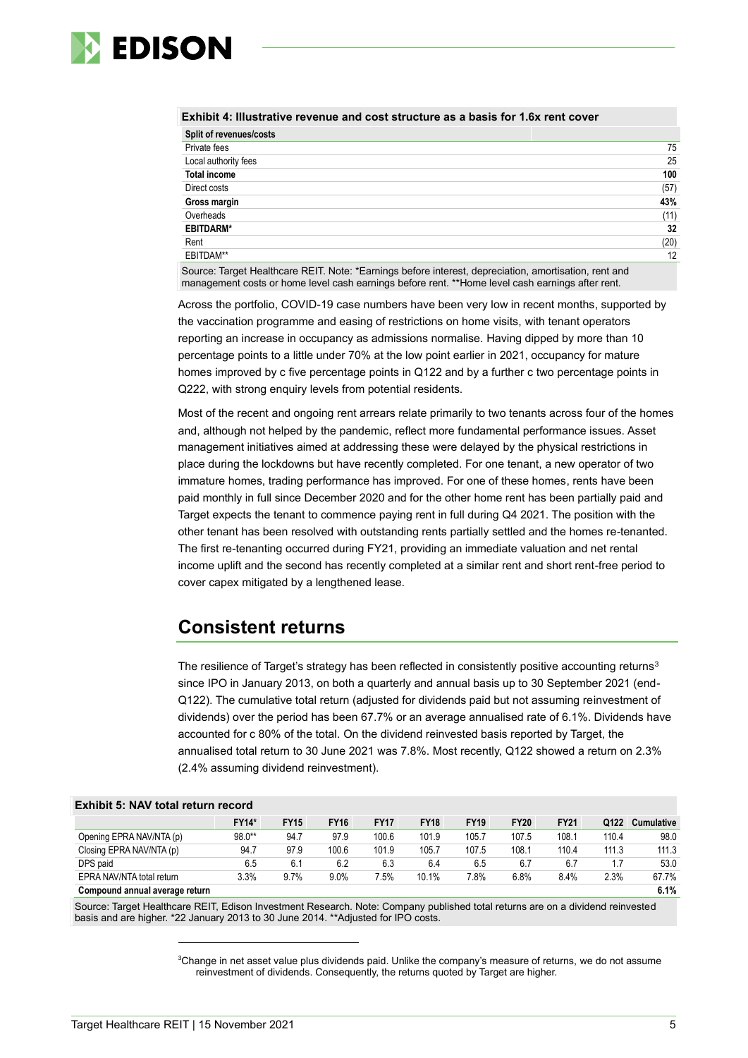**Exhibit 4: Illustrative revenue and cost structure as a basis for 1.6x rent cover**

| Split of revenues/costs | |
|---|---|
| Private fees | 75 |
| Local authority fees | 25 |
| **Total income** | **100** |
| Direct costs | (57) |
| **Gross margin** | **43%** |
| Overheads | (11) |
| **EBITDARM*** | **32** |
| Rent | (20) |
| EBITDAM** | 12 |

Source: Target Healthcare REIT. Note: *Earnings before interest, depreciation, amortisation, rent and management costs or home level cash earnings before rent. **Home level cash earnings after rent.

Across the portfolio, COVID-19 case numbers have been very low in recent months, supported by the vaccination programme and easing of restrictions on home visits, with tenant operators reporting an increase in occupancy as admissions normalise. Having dipped by more than 10 percentage points to a little under 70% at the low point earlier in 2021, occupancy for mature homes improved by c five percentage points in Q122 and by a further c two percentage points in Q222, with strong enquiry levels from potential residents.

Most of the recent and ongoing rent arrears relate primarily to two tenants across four of the homes and, although not helped by the pandemic, reflect more fundamental performance issues. Asset management initiatives aimed at addressing these were delayed by the physical restrictions in place during the lockdowns but have recently completed. For one tenant, a new operator of two immature homes, trading performance has improved. For one of these homes, rents have been paid monthly in full since December 2020 and for the other home rent has been partially paid and Target expects the tenant to commence paying rent in full during Q4 2021. The position with the other tenant has been resolved with outstanding rents partially settled and the homes re-tenanted. The first re-tenanting occurred during FY21, providing an immediate valuation and net rental income uplift and the second has recently completed at a similar rent and short rent-free period to cover capex mitigated by a lengthened lease.

## Consistent returns

The resilience of Target's strategy has been reflected in consistently positive accounting returns[3] since IPO in January 2013, on both a quarterly and annual basis up to 30 September 2021 (end-Q122). The cumulative total return (adjusted for dividends paid but not assuming reinvestment of dividends) over the period has been 67.7% or an average annualised rate of 6.1%. Dividends have accounted for c 80% of the total. On the dividend reinvested basis reported by Target, the annualised total return to 30 June 2021 was 7.8%. Most recently, Q122 showed a return on 2.3% (2.4% assuming dividend reinvestment).

**Exhibit 5: NAV total return record**

| | FY14* | FY15 | FY16 | FY17 | FY18 | FY19 | FY20 | FY21 | Q122 | Cumulative |
|---|---|---|---|---|---|---|---|---|---|---|
| Opening EPRA NAV/NTA (p) | 98.0** | 94.7 | 97.9 | 100.6 | 101.9 | 105.7 | 107.5 | 108.1 | 110.4 | 98.0 |
| Closing EPRA NAV/NTA (p) | 94.7 | 97.9 | 100.6 | 101.9 | 105.7 | 107.5 | 108.1 | 110.4 | 111.3 | 111.3 |
| DPS paid | 6.5 | 6.1 | 6.2 | 6.3 | 6.4 | 6.5 | 6.7 | 6.7 | 1.7 | 53.0 |
| EPRA NAV/NTA total return | 3.3% | 9.7% | 9.0% | 7.5% | 10.1% | 7.8% | 6.8% | 8.4% | 2.3% | 67.7% |
| **Compound annual average return** | | | | | | | | | | **6.1%** |

Source: Target Healthcare REIT, Edison Investment Research. Note: Company published total returns are on a dividend reinvested basis and are higher. *22 January 2013 to 30 June 2014. **Adjusted for IPO costs.

[3] Change in net asset value plus dividends paid. Unlike the company's measure of returns, we do not assume reinvestment of dividends. Consequently, the returns quoted by Target are higher.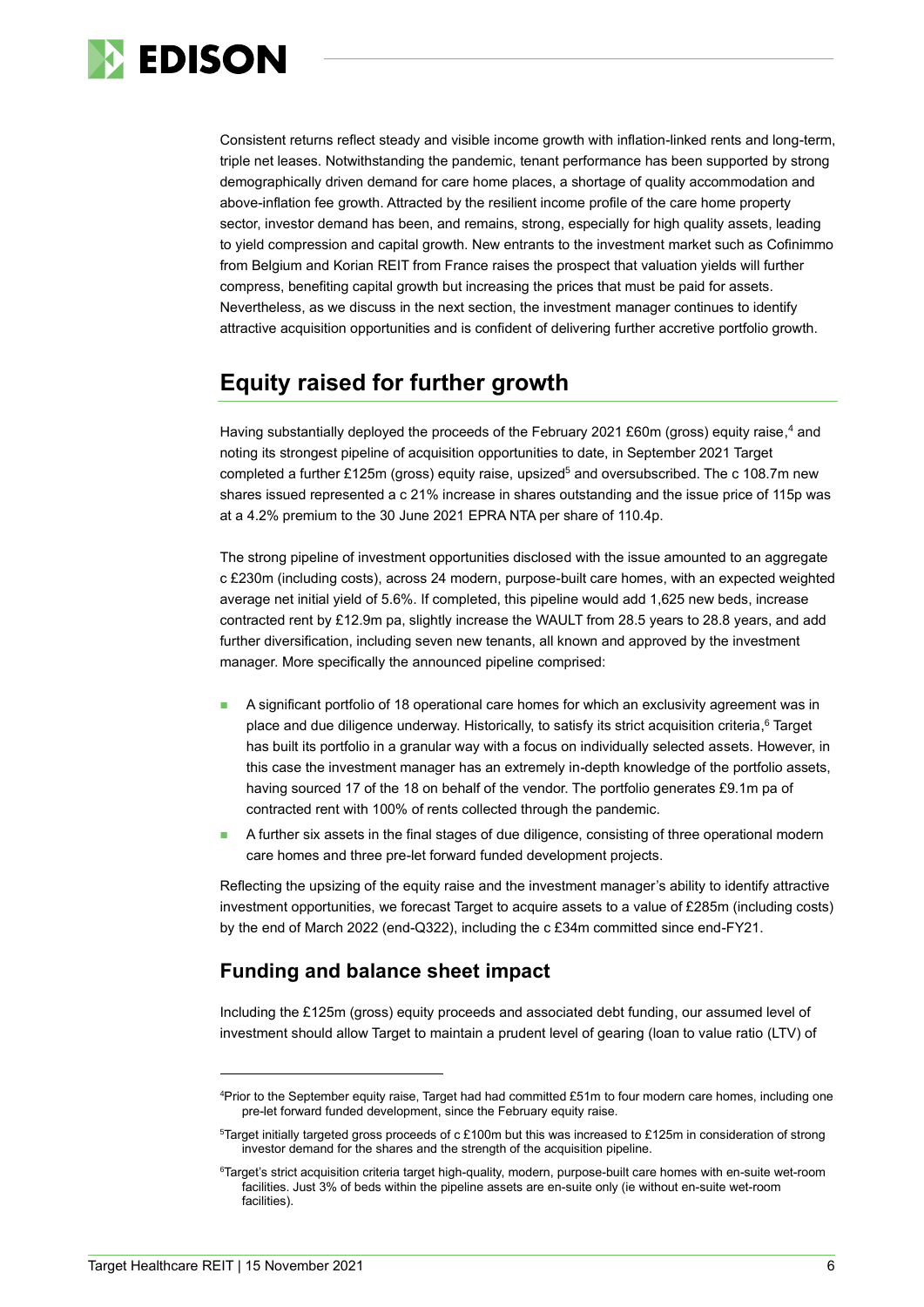Consistent returns reflect steady and visible income growth with inflation-linked rents and long-term, triple net leases. Notwithstanding the pandemic, tenant performance has been supported by strong demographically driven demand for care home places, a shortage of quality accommodation and above-inflation fee growth. Attracted by the resilient income profile of the care home property sector, investor demand has been, and remains, strong, especially for high quality assets, leading to yield compression and capital growth. New entrants to the investment market such as Cofinimmo from Belgium and Korian REIT from France raises the prospect that valuation yields will further compress, benefiting capital growth but increasing the prices that must be paid for assets. Nevertheless, as we discuss in the next section, the investment manager continues to identify attractive acquisition opportunities and is confident of delivering further accretive portfolio growth.

## Equity raised for further growth

Having substantially deployed the proceeds of the February 2021 £60m (gross) equity raise,[4] and noting its strongest pipeline of acquisition opportunities to date, in September 2021 Target completed a further £125m (gross) equity raise, upsized[5] and oversubscribed. The c 108.7m new shares issued represented a c 21% increase in shares outstanding and the issue price of 115p was at a 4.2% premium to the 30 June 2021 EPRA NTA per share of 110.4p.

The strong pipeline of investment opportunities disclosed with the issue amounted to an aggregate c £230m (including costs), across 24 modern, purpose-built care homes, with an expected weighted average net initial yield of 5.6%. If completed, this pipeline would add 1,625 new beds, increase contracted rent by £12.9m pa, slightly increase the WAULT from 28.5 years to 28.8 years, and add further diversification, including seven new tenants, all known and approved by the investment manager. More specifically the announced pipeline comprised:

- A significant portfolio of 18 operational care homes for which an exclusivity agreement was in place and due diligence underway. Historically, to satisfy its strict acquisition criteria,[6] Target has built its portfolio in a granular way with a focus on individually selected assets. However, in this case the investment manager has an extremely in-depth knowledge of the portfolio assets, having sourced 17 of the 18 on behalf of the vendor. The portfolio generates £9.1m pa of contracted rent with 100% of rents collected through the pandemic.
- A further six assets in the final stages of due diligence, consisting of three operational modern care homes and three pre-let forward funded development projects.

Reflecting the upsizing of the equity raise and the investment manager's ability to identify attractive investment opportunities, we forecast Target to acquire assets to a value of £285m (including costs) by the end of March 2022 (end-Q322), including the c £34m committed since end-FY21.

### Funding and balance sheet impact

Including the £125m (gross) equity proceeds and associated debt funding, our assumed level of investment should allow Target to maintain a prudent level of gearing (loan to value ratio (LTV) of

---

[4] Prior to the September equity raise, Target had had committed £51m to four modern care homes, including one pre-let forward funded development, since the February equity raise.

[5] Target initially targeted gross proceeds of c £100m but this was increased to £125m in consideration of strong investor demand for the shares and the strength of the acquisition pipeline.

[6] Target's strict acquisition criteria target high-quality, modern, purpose-built care homes with en-suite wet-room facilities. Just 3% of beds within the pipeline assets are en-suite only (ie without en-suite wet-room facilities).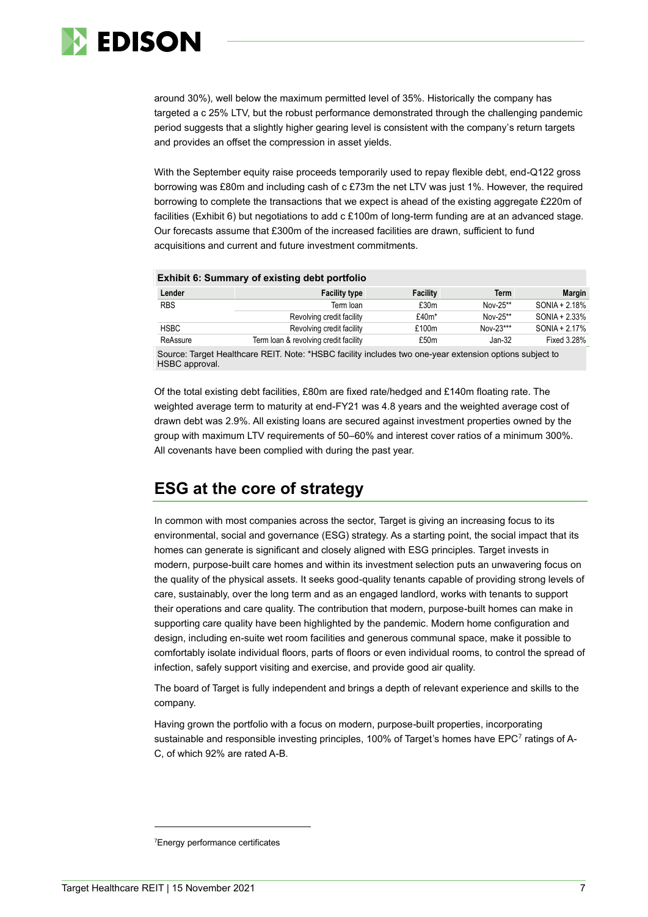around 30%), well below the maximum permitted level of 35%. Historically the company has targeted a c 25% LTV, but the robust performance demonstrated through the challenging pandemic period suggests that a slightly higher gearing level is consistent with the company's return targets and provides an offset the compression in asset yields.

With the September equity raise proceeds temporarily used to repay flexible debt, end-Q122 gross borrowing was £80m and including cash of c £73m the net LTV was just 1%. However, the required borrowing to complete the transactions that we expect is ahead of the existing aggregate £220m of facilities (Exhibit 6) but negotiations to add c £100m of long-term funding are at an advanced stage. Our forecasts assume that £300m of the increased facilities are drawn, sufficient to fund acquisitions and current and future investment commitments.

**Exhibit 6: Summary of existing debt portfolio**

| Lender | Facility type | Facility | Term | Margin |
|---|---|---|---|---|
| RBS | Term loan | £30m | Nov-25** | SONIA + 2.18% |
| | Revolving credit facility | £40m* | Nov-25** | SONIA + 2.33% |
| HSBC | Revolving credit facility | £100m | Nov-23*** | SONIA + 2.17% |
| ReAssure | Term loan & revolving credit facility | £50m | Jan-32 | Fixed 3.28% |

Source: Target Healthcare REIT. Note: *HSBC facility includes two one-year extension options subject to HSBC approval.

Of the total existing debt facilities, £80m are fixed rate/hedged and £140m floating rate. The weighted average term to maturity at end-FY21 was 4.8 years and the weighted average cost of drawn debt was 2.9%. All existing loans are secured against investment properties owned by the group with maximum LTV requirements of 50–60% and interest cover ratios of a minimum 300%. All covenants have been complied with during the past year.

## ESG at the core of strategy

In common with most companies across the sector, Target is giving an increasing focus to its environmental, social and governance (ESG) strategy. As a starting point, the social impact that its homes can generate is significant and closely aligned with ESG principles. Target invests in modern, purpose-built care homes and within its investment selection puts an unwavering focus on the quality of the physical assets. It seeks good-quality tenants capable of providing strong levels of care, sustainably, over the long term and as an engaged landlord, works with tenants to support their operations and care quality. The contribution that modern, purpose-built homes can make in supporting care quality have been highlighted by the pandemic. Modern home configuration and design, including en-suite wet room facilities and generous communal space, make it possible to comfortably isolate individual floors, parts of floors or even individual rooms, to control the spread of infection, safely support visiting and exercise, and provide good air quality.

The board of Target is fully independent and brings a depth of relevant experience and skills to the company.

Having grown the portfolio with a focus on modern, purpose-built properties, incorporating sustainable and responsible investing principles, 100% of Target's homes have EPC[7] ratings of A-C, of which 92% are rated A-B.

[7] Energy performance certificates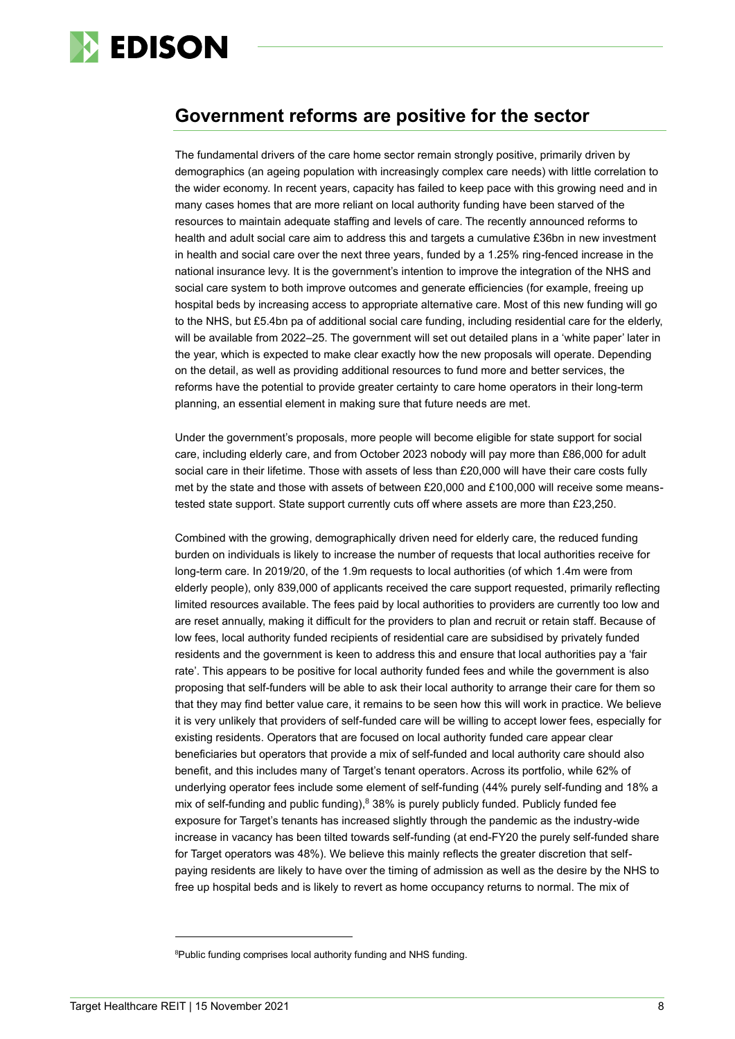## Government reforms are positive for the sector

The fundamental drivers of the care home sector remain strongly positive, primarily driven by demographics (an ageing population with increasingly complex care needs) with little correlation to the wider economy. In recent years, capacity has failed to keep pace with this growing need and in many cases homes that are more reliant on local authority funding have been starved of the resources to maintain adequate staffing and levels of care. The recently announced reforms to health and adult social care aim to address this and targets a cumulative £36bn in new investment in health and social care over the next three years, funded by a 1.25% ring-fenced increase in the national insurance levy. It is the government's intention to improve the integration of the NHS and social care system to both improve outcomes and generate efficiencies (for example, freeing up hospital beds by increasing access to appropriate alternative care. Most of this new funding will go to the NHS, but £5.4bn pa of additional social care funding, including residential care for the elderly, will be available from 2022–25. The government will set out detailed plans in a 'white paper' later in the year, which is expected to make clear exactly how the new proposals will operate. Depending on the detail, as well as providing additional resources to fund more and better services, the reforms have the potential to provide greater certainty to care home operators in their long-term planning, an essential element in making sure that future needs are met.

Under the government's proposals, more people will become eligible for state support for social care, including elderly care, and from October 2023 nobody will pay more than £86,000 for adult social care in their lifetime. Those with assets of less than £20,000 will have their care costs fully met by the state and those with assets of between £20,000 and £100,000 will receive some means-tested state support. State support currently cuts off where assets are more than £23,250.

Combined with the growing, demographically driven need for elderly care, the reduced funding burden on individuals is likely to increase the number of requests that local authorities receive for long-term care. In 2019/20, of the 1.9m requests to local authorities (of which 1.4m were from elderly people), only 839,000 of applicants received the care support requested, primarily reflecting limited resources available. The fees paid by local authorities to providers are currently too low and are reset annually, making it difficult for the providers to plan and recruit or retain staff. Because of low fees, local authority funded recipients of residential care are subsidised by privately funded residents and the government is keen to address this and ensure that local authorities pay a 'fair rate'. This appears to be positive for local authority funded fees and while the government is also proposing that self-funders will be able to ask their local authority to arrange their care for them so that they may find better value care, it remains to be seen how this will work in practice. We believe it is very unlikely that providers of self-funded care will be willing to accept lower fees, especially for existing residents. Operators that are focused on local authority funded care appear clear beneficiaries but operators that provide a mix of self-funded and local authority care should also benefit, and this includes many of Target's tenant operators. Across its portfolio, while 62% of underlying operator fees include some element of self-funding (44% purely self-funding and 18% a mix of self-funding and public funding),[8] 38% is purely publicly funded. Publicly funded fee exposure for Target's tenants has increased slightly through the pandemic as the industry-wide increase in vacancy has been tilted towards self-funding (at end-FY20 the purely self-funded share for Target operators was 48%). We believe this mainly reflects the greater discretion that self-paying residents are likely to have over the timing of admission as well as the desire by the NHS to free up hospital beds and is likely to revert as home occupancy returns to normal. The mix of

[8]Public funding comprises local authority funding and NHS funding.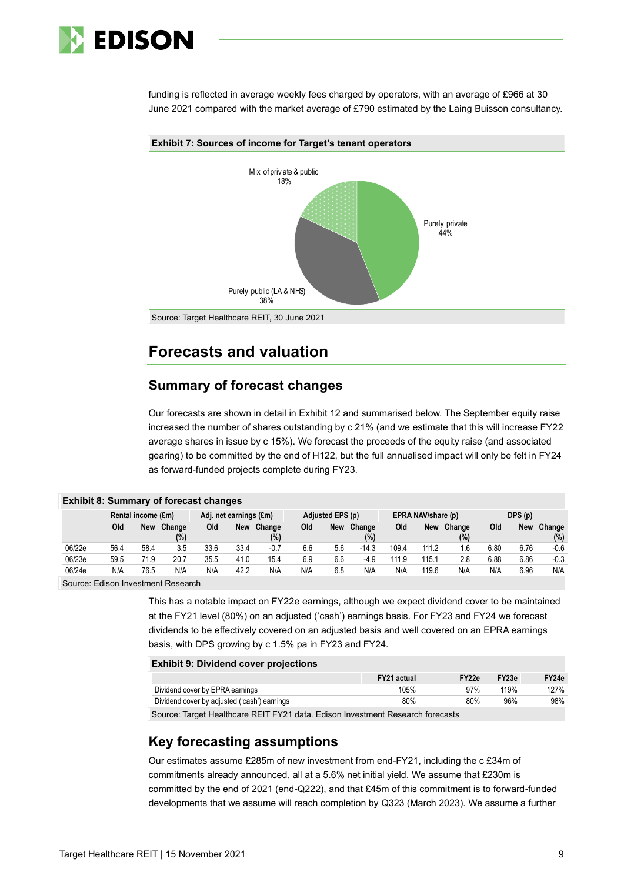funding is reflected in average weekly fees charged by operators, with an average of £966 at 30 June 2021 compared with the market average of £790 estimated by the Laing Buisson consultancy.

**Exhibit 7: Sources of income for Target's tenant operators**

Mix of private & public 18%

Purely private 44%

Purely public (LA & NHS) 38%

Source: Target Healthcare REIT, 30 June 2021

# Forecasts and valuation

## Summary of forecast changes

Our forecasts are shown in detail in Exhibit 12 and summarised below. The September equity raise increased the number of shares outstanding by c 21% (and we estimate that this will increase FY22 average shares in issue by c 15%). We forecast the proceeds of the equity raise (and associated gearing) to be committed by the end of H122, but the full annualised impact will only be felt in FY24 as forward-funded projects complete during FY23.

**Exhibit 8: Summary of forecast changes**

| | Rental income (£m) | | | Adj. net earnings (£m) | | | Adjusted EPS (p) | | | EPRA NAV/share (p) | | | DPS (p) | | |
|---|---|---|---|---|---|---|---|---|---|---|---|---|---|---|---|
| | Old | New | Change (%) | Old | New | Change (%) | Old | New | Change (%) | Old | New | Change (%) | Old | New | Change (%) |
| 06/22e | 56.4 | 58.4 | 3.5 | 33.6 | 33.4 | -0.7 | 6.6 | 5.6 | -14.3 | 109.4 | 111.2 | 1.6 | 6.80 | 6.76 | -0.6 |
| 06/23e | 59.5 | 71.9 | 20.7 | 35.5 | 41.0 | 15.4 | 6.9 | 6.6 | -4.9 | 111.9 | 115.1 | 2.8 | 6.88 | 6.86 | -0.3 |
| 06/24e | N/A | 76.5 | N/A | N/A | 42.2 | N/A | N/A | 6.8 | N/A | N/A | 119.6 | N/A | N/A | 6.96 | N/A |

Source: Edison Investment Research

This has a notable impact on FY22e earnings, although we expect dividend cover to be maintained at the FY21 level (80%) on an adjusted ('cash') earnings basis. For FY23 and FY24 we forecast dividends to be effectively covered on an adjusted basis and well covered on an EPRA earnings basis, with DPS growing by c 1.5% pa in FY23 and FY24.

**Exhibit 9: Dividend cover projections**

| | FY21 actual | FY22e | FY23e | FY24e |
|---|---|---|---|---|
| Dividend cover by EPRA earnings | 105% | 97% | 119% | 127% |
| Dividend cover by adjusted ('cash') earnings | 80% | 80% | 96% | 98% |

Source: Target Healthcare REIT FY21 data. Edison Investment Research forecasts

## Key forecasting assumptions

Our estimates assume £285m of new investment from end-FY21, including the c £34m of commitments already announced, all at a 5.6% net initial yield. We assume that £230m is committed by the end of 2021 (end-Q222), and that £45m of this commitment is to forward-funded developments that we assume will reach completion by Q323 (March 2023). We assume a further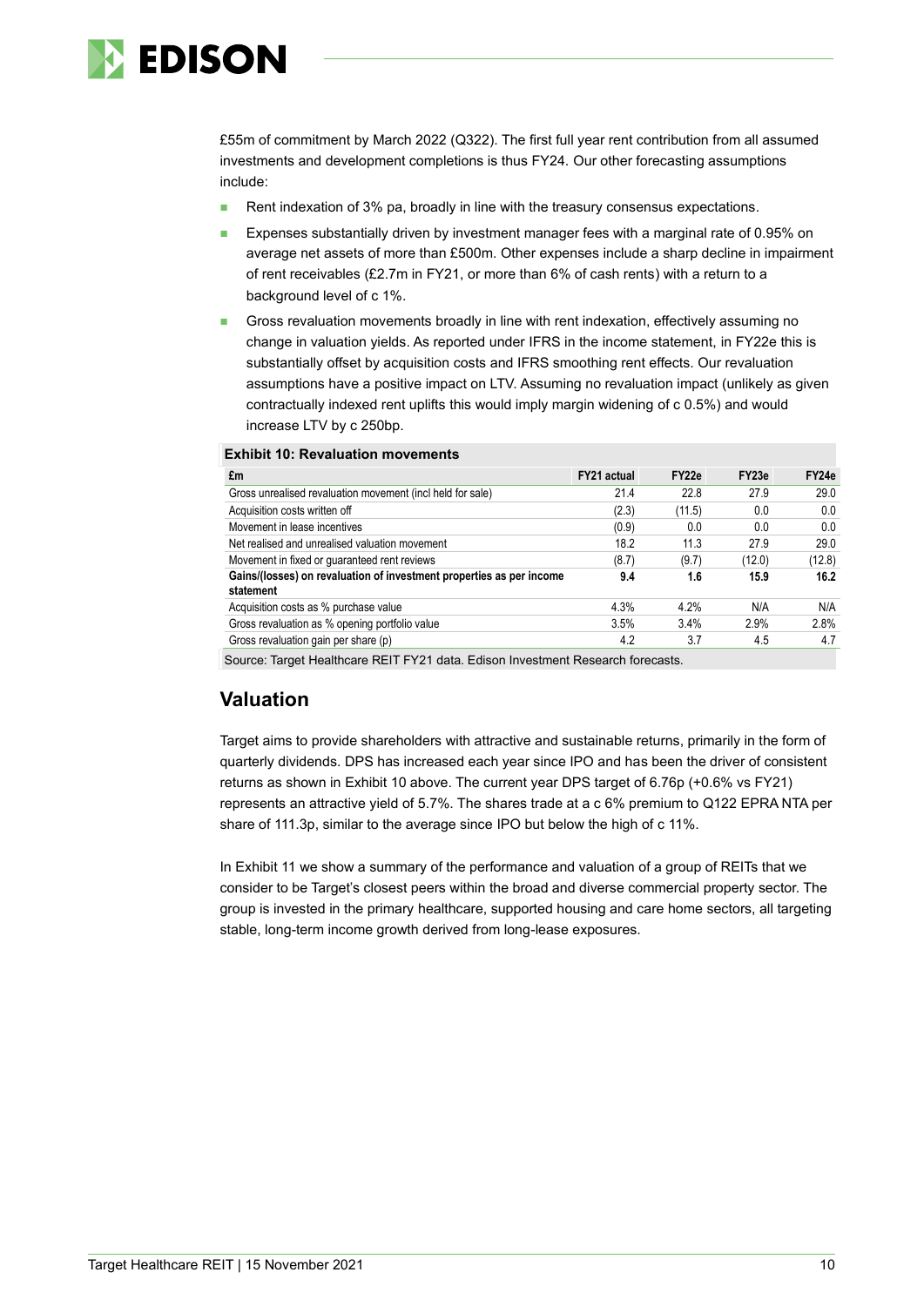£55m of commitment by March 2022 (Q322). The first full year rent contribution from all assumed investments and development completions is thus FY24. Our other forecasting assumptions include:

- Rent indexation of 3% pa, broadly in line with the treasury consensus expectations.
- Expenses substantially driven by investment manager fees with a marginal rate of 0.95% on average net assets of more than £500m. Other expenses include a sharp decline in impairment of rent receivables (£2.7m in FY21, or more than 6% of cash rents) with a return to a background level of c 1%.
- Gross revaluation movements broadly in line with rent indexation, effectively assuming no change in valuation yields. As reported under IFRS in the income statement, in FY22e this is substantially offset by acquisition costs and IFRS smoothing rent effects. Our revaluation assumptions have a positive impact on LTV. Assuming no revaluation impact (unlikely as given contractually indexed rent uplifts this would imply margin widening of c 0.5%) and would increase LTV by c 250bp.

**Exhibit 10: Revaluation movements**

| £m | FY21 actual | FY22e | FY23e | FY24e |
|---|---|---|---|---|
| Gross unrealised revaluation movement (incl held for sale) | 21.4 | 22.8 | 27.9 | 29.0 |
| Acquisition costs written off | (2.3) | (11.5) | 0.0 | 0.0 |
| Movement in lease incentives | (0.9) | 0.0 | 0.0 | 0.0 |
| Net realised and unrealised valuation movement | 18.2 | 11.3 | 27.9 | 29.0 |
| Movement in fixed or guaranteed rent reviews | (8.7) | (9.7) | (12.0) | (12.8) |
| **Gains/(losses) on revaluation of investment properties as per income statement** | **9.4** | **1.6** | **15.9** | **16.2** |
| Acquisition costs as % purchase value | 4.3% | 4.2% | N/A | N/A |
| Gross revaluation as % opening portfolio value | 3.5% | 3.4% | 2.9% | 2.8% |
| Gross revaluation gain per share (p) | 4.2 | 3.7 | 4.5 | 4.7 |

Source: Target Healthcare REIT FY21 data. Edison Investment Research forecasts.

## Valuation

Target aims to provide shareholders with attractive and sustainable returns, primarily in the form of quarterly dividends. DPS has increased each year since IPO and has been the driver of consistent returns as shown in Exhibit 10 above. The current year DPS target of 6.76p (+0.6% vs FY21) represents an attractive yield of 5.7%. The shares trade at a c 6% premium to Q122 EPRA NTA per share of 111.3p, similar to the average since IPO but below the high of c 11%.

In Exhibit 11 we show a summary of the performance and valuation of a group of REITs that we consider to be Target's closest peers within the broad and diverse commercial property sector. The group is invested in the primary healthcare, supported housing and care home sectors, all targeting stable, long-term income growth derived from long-lease exposures.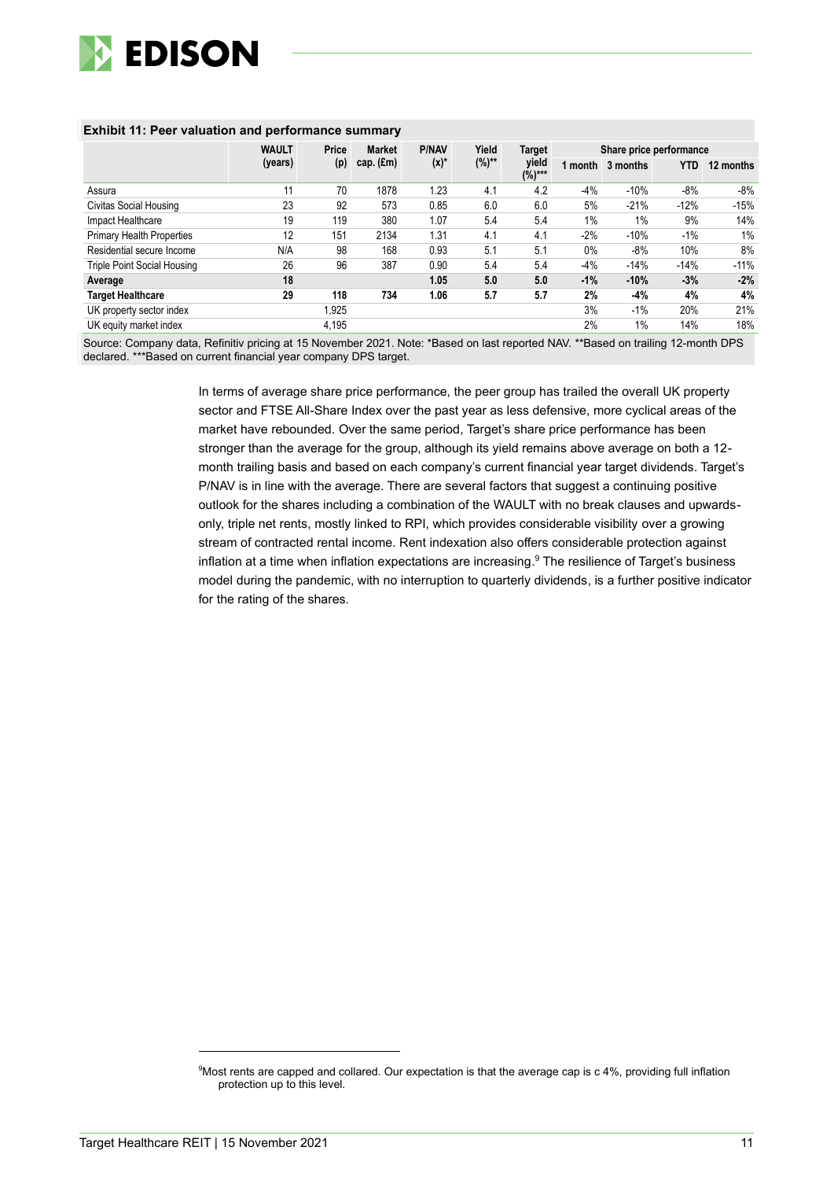**Exhibit 11: Peer valuation and performance summary**

| | WAULT (years) | Price (p) | Market cap. (£m) | P/NAV (x)* | Yield (%)** | Target yield (%)*** | Share price performance | | | |
|---|---|---|---|---|---|---|---|---|---|---|
| | | | | | | | 1 month | 3 months | YTD | 12 months |
| Assura | 11 | 70 | 1878 | 1.23 | 4.1 | 4.2 | -4% | -10% | -8% | -8% |
| Civitas Social Housing | 23 | 92 | 573 | 0.85 | 6.0 | 6.0 | 5% | -21% | -12% | -15% |
| Impact Healthcare | 19 | 119 | 380 | 1.07 | 5.4 | 5.4 | 1% | 1% | 9% | 14% |
| Primary Health Properties | 12 | 151 | 2134 | 1.31 | 4.1 | 4.1 | -2% | -10% | -1% | 1% |
| Residential secure Income | N/A | 98 | 168 | 0.93 | 5.1 | 5.1 | 0% | -8% | 10% | 8% |
| Triple Point Social Housing | 26 | 96 | 387 | 0.90 | 5.4 | 5.4 | -4% | -14% | -14% | -11% |
| **Average** | **18** | | | **1.05** | **5.0** | **5.0** | **-1%** | **-10%** | **-3%** | **-2%** |
| **Target Healthcare** | **29** | **118** | **734** | **1.06** | **5.7** | **5.7** | **2%** | **-4%** | **4%** | **4%** |
| UK property sector index | | 1,925 | | | | | 3% | -1% | 20% | 21% |
| UK equity market index | | 4,195 | | | | | 2% | 1% | 14% | 18% |

Source: Company data, Refinitiv pricing at 15 November 2021. Note: *Based on last reported NAV. **Based on trailing 12-month DPS declared. ***Based on current financial year company DPS target.

In terms of average share price performance, the peer group has trailed the overall UK property sector and FTSE All-Share Index over the past year as less defensive, more cyclical areas of the market have rebounded. Over the same period, Target's share price performance has been stronger than the average for the group, although its yield remains above average on both a 12-month trailing basis and based on each company's current financial year target dividends. Target's P/NAV is in line with the average. There are several factors that suggest a continuing positive outlook for the shares including a combination of the WAULT with no break clauses and upwards-only, triple net rents, mostly linked to RPI, which provides considerable visibility over a growing stream of contracted rental income. Rent indexation also offers considerable protection against inflation at a time when inflation expectations are increasing.[9] The resilience of Target's business model during the pandemic, with no interruption to quarterly dividends, is a further positive indicator for the rating of the shares.

[9] Most rents are capped and collared. Our expectation is that the average cap is c 4%, providing full inflation protection up to this level.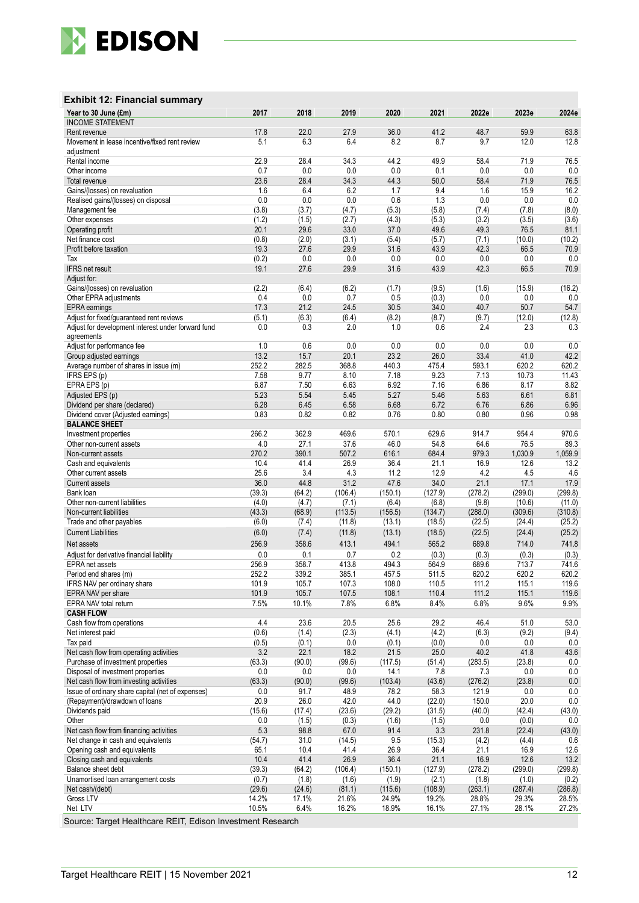**Exhibit 12: Financial summary**

| Year to 30 June (£m) | 2017 | 2018 | 2019 | 2020 | 2021 | 2022e | 2023e | 2024e |
|---|---|---|---|---|---|---|---|---|
| **INCOME STATEMENT** | | | | | | | | |
| Rent revenue | 17.8 | 22.0 | 27.9 | 36.0 | 41.2 | 48.7 | 59.9 | 63.8 |
| Movement in lease incentive/fixed rent review adjustment | 5.1 | 6.3 | 6.4 | 8.2 | 8.7 | 9.7 | 12.0 | 12.8 |
| Rental income | 22.9 | 28.4 | 34.3 | 44.2 | 49.9 | 58.4 | 71.9 | 76.5 |
| Other income | 0.7 | 0.0 | 0.0 | 0.0 | 0.1 | 0.0 | 0.0 | 0.0 |
| Total revenue | 23.6 | 28.4 | 34.3 | 44.3 | 50.0 | 58.4 | 71.9 | 76.5 |
| Gains/(losses) on revaluation | 1.6 | 6.4 | 6.2 | 1.7 | 9.4 | 1.6 | 15.9 | 16.2 |
| Realised gains/(losses) on disposal | 0.0 | 0.0 | 0.0 | 0.6 | 1.3 | 0.0 | 0.0 | 0.0 |
| Management fee | (3.8) | (3.7) | (4.7) | (5.3) | (5.8) | (7.4) | (7.8) | (8.0) |
| Other expenses | (1.2) | (1.5) | (2.7) | (4.3) | (5.3) | (3.2) | (3.5) | (3.6) |
| Operating profit | 20.1 | 29.6 | 33.0 | 37.0 | 49.6 | 49.3 | 76.5 | 81.1 |
| Net finance cost | (0.8) | (2.0) | (3.1) | (5.4) | (5.7) | (7.1) | (10.0) | (10.2) |
| Profit before taxation | 19.3 | 27.6 | 29.9 | 31.6 | 43.9 | 42.3 | 66.5 | 70.9 |
| Tax | (0.2) | 0.0 | 0.0 | 0.0 | 0.0 | 0.0 | 0.0 | 0.0 |
| IFRS net result | 19.1 | 27.6 | 29.9 | 31.6 | 43.9 | 42.3 | 66.5 | 70.9 |
| Adjust for: | | | | | | | | |
| Gains/(losses) on revaluation | (2.2) | (6.4) | (6.2) | (1.7) | (9.5) | (1.6) | (15.9) | (16.2) |
| Other EPRA adjustments | 0.4 | 0.0 | 0.7 | 0.5 | (0.3) | 0.0 | 0.0 | 0.0 |
| EPRA earnings | 17.3 | 21.2 | 24.5 | 30.5 | 34.0 | 40.7 | 50.7 | 54.7 |
| Adjust for fixed/guaranteed rent reviews | (5.1) | (6.3) | (6.4) | (8.2) | (8.7) | (9.7) | (12.0) | (12.8) |
| Adjust for development interest under forward fund agreements | 0.0 | 0.3 | 2.0 | 1.0 | 0.6 | 2.4 | 2.3 | 0.3 |
| Adjust for performance fee | 1.0 | 0.6 | 0.0 | 0.0 | 0.0 | 0.0 | 0.0 | 0.0 |
| Group adjusted earnings | 13.2 | 15.7 | 20.1 | 23.2 | 26.0 | 33.4 | 41.0 | 42.2 |
| Average number of shares in issue (m) | 252.2 | 282.5 | 368.8 | 440.3 | 475.4 | 593.1 | 620.2 | 620.2 |
| IFRS EPS (p) | 7.58 | 9.77 | 8.10 | 7.18 | 9.23 | 7.13 | 10.73 | 11.43 |
| EPRA EPS (p) | 6.87 | 7.50 | 6.63 | 6.92 | 7.16 | 6.86 | 8.17 | 8.82 |
| Adjusted EPS (p) | 5.23 | 5.54 | 5.45 | 5.27 | 5.46 | 5.63 | 6.61 | 6.81 |
| Dividend per share (declared) | 6.28 | 6.45 | 6.58 | 6.68 | 6.72 | 6.76 | 6.86 | 6.96 |
| Dividend cover (Adjusted earnings) | 0.83 | 0.82 | 0.82 | 0.76 | 0.80 | 0.80 | 0.96 | 0.98 |
| **BALANCE SHEET** | | | | | | | | |
| Investment properties | 266.2 | 362.9 | 469.6 | 570.1 | 629.6 | 914.7 | 954.4 | 970.6 |
| Other non-current assets | 4.0 | 27.1 | 37.6 | 46.0 | 54.8 | 64.6 | 76.5 | 89.3 |
| Non-current assets | 270.2 | 390.1 | 507.2 | 616.1 | 684.4 | 979.3 | 1,030.9 | 1,059.9 |
| Cash and equivalents | 10.4 | 41.4 | 26.9 | 36.4 | 21.1 | 16.9 | 12.6 | 13.2 |
| Other current assets | 25.6 | 3.4 | 4.3 | 11.2 | 12.9 | 4.2 | 4.5 | 4.6 |
| Current assets | 36.0 | 44.8 | 31.2 | 47.6 | 34.0 | 21.1 | 17.1 | 17.9 |
| Bank loan | (39.3) | (64.2) | (106.4) | (150.1) | (127.9) | (278.2) | (299.0) | (299.8) |
| Other non-current liabilities | (4.0) | (4.7) | (7.1) | (6.4) | (6.8) | (9.8) | (10.6) | (11.0) |
| Non-current liabilities | (43.3) | (68.9) | (113.5) | (156.5) | (134.7) | (288.0) | (309.6) | (310.8) |
| Trade and other payables | (6.0) | (7.4) | (11.8) | (13.1) | (18.5) | (22.5) | (24.4) | (25.2) |
| Current Liabilities | (6.0) | (7.4) | (11.8) | (13.1) | (18.5) | (22.5) | (24.4) | (25.2) |
| Net assets | 256.9 | 358.6 | 413.1 | 494.1 | 565.2 | 689.8 | 714.0 | 741.8 |
| Adjust for derivative financial liability | 0.0 | 0.1 | 0.7 | 0.2 | (0.3) | (0.3) | (0.3) | (0.3) |
| EPRA net assets | 256.9 | 358.7 | 413.8 | 494.3 | 564.9 | 689.6 | 713.7 | 741.6 |
| Period end shares (m) | 252.2 | 339.2 | 385.1 | 457.5 | 511.5 | 620.2 | 620.2 | 620.2 |
| IFRS NAV per ordinary share | 101.9 | 105.7 | 107.3 | 108.0 | 110.5 | 111.2 | 115.1 | 119.6 |
| EPRA NAV per share | 101.9 | 105.7 | 107.5 | 108.1 | 110.4 | 111.2 | 115.1 | 119.6 |
| EPRA NAV total return | 7.5% | 10.1% | 7.8% | 6.8% | 8.4% | 6.8% | 9.6% | 9.9% |
| **CASH FLOW** | | | | | | | | |
| Cash flow from operations | 4.4 | 23.6 | 20.5 | 25.6 | 29.2 | 46.4 | 51.0 | 53.0 |
| Net interest paid | (0.6) | (1.4) | (2.3) | (4.1) | (4.2) | (6.3) | (9.2) | (9.4) |
| Tax paid | (0.5) | (0.1) | 0.0 | (0.1) | (0.0) | 0.0 | 0.0 | 0.0 |
| Net cash flow from operating activities | 3.2 | 22.1 | 18.2 | 21.5 | 25.0 | 40.2 | 41.8 | 43.6 |
| Purchase of investment properties | (63.3) | (90.0) | (99.6) | (117.5) | (51.4) | (283.5) | (23.8) | 0.0 |
| Disposal of investment properties | 0.0 | 0.0 | 0.0 | 14.1 | 7.8 | 7.3 | 0.0 | 0.0 |
| Net cash flow from investing activities | (63.3) | (90.0) | (99.6) | (103.4) | (43.6) | (276.2) | (23.8) | 0.0 |
| Issue of ordinary share capital (net of expenses) | 0.0 | 91.7 | 48.9 | 78.2 | 58.3 | 121.9 | 0.0 | 0.0 |
| (Repayment)/drawdown of loans | 20.9 | 26.0 | 42.0 | 44.0 | (22.0) | 150.0 | 20.0 | 0.0 |
| Dividends paid | (15.6) | (17.4) | (23.6) | (29.2) | (31.5) | (40.0) | (42.4) | (43.0) |
| Other | 0.0 | (1.5) | (0.3) | (1.6) | (1.5) | 0.0 | (0.0) | 0.0 |
| Net cash flow from financing activities | 5.3 | 98.8 | 67.0 | 91.4 | 3.3 | 231.8 | (22.4) | (43.0) |
| Net change in cash and equivalents | (54.7) | 31.0 | (14.5) | 9.5 | (15.3) | (4.2) | (4.4) | 0.6 |
| Opening cash and equivalents | 65.1 | 10.4 | 41.4 | 26.9 | 36.4 | 21.1 | 16.9 | 12.6 |
| Closing cash and equivalents | 10.4 | 41.4 | 26.9 | 36.4 | 21.1 | 16.9 | 12.6 | 13.2 |
| Balance sheet debt | (39.3) | (64.2) | (106.4) | (150.1) | (127.9) | (278.2) | (299.0) | (299.8) |
| Unamortised loan arrangement costs | (0.7) | (1.8) | (1.6) | (1.9) | (2.1) | (1.8) | (1.0) | (0.2) |
| Net cash/(debt) | (29.6) | (24.6) | (81.1) | (115.6) | (108.9) | (263.1) | (287.4) | (286.8) |
| Gross LTV | 14.2% | 17.1% | 21.6% | 24.9% | 19.2% | 28.8% | 29.3% | 28.5% |
| Net LTV | 10.5% | 6.4% | 16.2% | 18.9% | 16.1% | 27.1% | 28.1% | 27.2% |

Source: Target Healthcare REIT, Edison Investment Research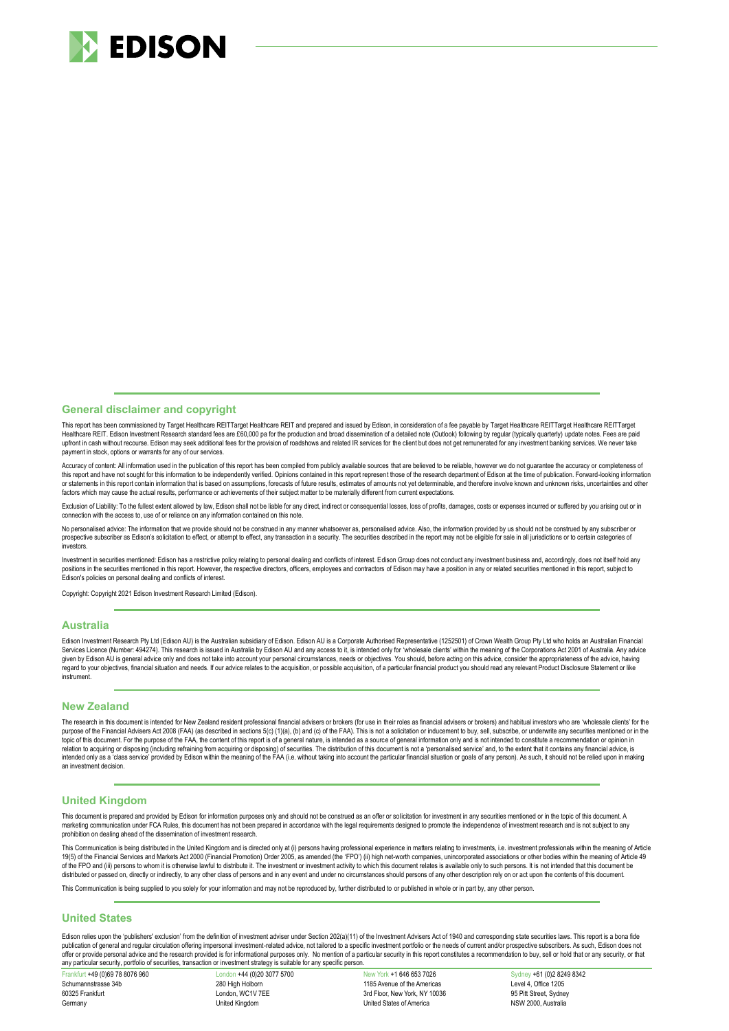## General disclaimer and copyright

This report has been commissioned by Target Healthcare REITTarget Healthcare REIT and prepared and issued by Edison, in consideration of a fee payable by Target Healthcare REITTarget Healthcare REITTarget Healthcare REIT. Edison Investment Research standard fees are £60,000 pa for the production and broad dissemination of a detailed note (Outlook) following by regular (typically quarterly) update notes. Fees are paid upfront in cash without recourse. Edison may seek additional fees for the provision of roadshows and related IR services for the client but does not get remunerated for any investment banking services. We never take payment in stock, options or warrants for any of our services.

Accuracy of content: All information used in the publication of this report has been compiled from publicly available sources that are believed to be reliable, however we do not guarantee the accuracy or completeness of this report and have not sought for this information to be independently verified. Opinions contained in this report represent those of the research department of Edison at the time of publication. Forward-looking information or statements in this report contain information that is based on assumptions, forecasts of future results, estimates of amounts not yet determinable, and therefore involve known and unknown risks, uncertainties and other factors which may cause the actual results, performance or achievements of their subject matter to be materially different from current expectations.

Exclusion of Liability: To the fullest extent allowed by law, Edison shall not be liable for any direct, indirect or consequential losses, loss of profits, damages, costs or expenses incurred or suffered by you arising out or in connection with the access to, use of or reliance on any information contained on this note.

No personalised advice: The information that we provide should not be construed in any manner whatsoever as, personalised advice. Also, the information provided by us should not be construed by any subscriber or prospective subscriber as Edison's solicitation to effect, or attempt to effect, any transaction in a security. The securities described in the report may not be eligible for sale in all jurisdictions or to certain categories of investors.

Investment in securities mentioned: Edison has a restrictive policy relating to personal dealing and conflicts of interest. Edison Group does not conduct any investment business and, accordingly, does not itself hold any positions in the securities mentioned in this report. However, the respective directors, officers, employees and contractors of Edison may have a position in any or related securities mentioned in this report, subject to Edison's policies on personal dealing and conflicts of interest.

Copyright: Copyright 2021 Edison Investment Research Limited (Edison).

## Australia

Edison Investment Research Pty Ltd (Edison AU) is the Australian subsidiary of Edison. Edison AU is a Corporate Authorised Representative (1252501) of Crown Wealth Group Pty Ltd who holds an Australian Financial Services Licence (Number: 494274). This research is issued in Australia by Edison AU and any access to it, is intended only for 'wholesale clients' within the meaning of the Corporations Act 2001 of Australia. Any advice given by Edison AU is general advice only and does not take into account your personal circumstances, needs or objectives. You should, before acting on this advice, consider the appropriateness of the advice, having regard to your objectives, financial situation and needs. If our advice relates to the acquisition, or possible acquisition, of a particular financial product you should read any relevant Product Disclosure Statement or like instrument.

## New Zealand

The research in this document is intended for New Zealand resident professional financial advisers or brokers (for use in their roles as financial advisers or brokers) and habitual investors who are 'wholesale clients' for the purpose of the Financial Advisers Act 2008 (FAA) (as described in sections 5(c) (1)(a), (b) and (c) of the FAA). This is not a solicitation or inducement to buy, sell, subscribe, or underwrite any securities mentioned or in the topic of this document. For the purpose of the FAA, the content of this report is of a general nature, is intended as a source of general information only and is not intended to constitute a recommendation or opinion in relation to acquiring or disposing (including refraining from acquiring or disposing) of securities. The distribution of this document is not a 'personalised service' and, to the extent that it contains any financial advice, is intended only as a 'class service' provided by Edison within the meaning of the FAA (i.e. without taking into account the particular financial situation or goals of any person). As such, it should not be relied upon in making an investment decision.

## United Kingdom

This document is prepared and provided by Edison for information purposes only and should not be construed as an offer or solicitation for investment in any securities mentioned or in the topic of this document. A marketing communication under FCA Rules, this document has not been prepared in accordance with the legal requirements designed to promote the independence of investment research and is not subject to any prohibition on dealing ahead of the dissemination of investment research.

This Communication is being distributed in the United Kingdom and is directed only at (i) persons having professional experience in matters relating to investments, i.e. investment professionals within the meaning of Article 19(5) of the Financial Services and Markets Act 2000 (Financial Promotion) Order 2005, as amended (the 'FPO') (ii) high net-worth companies, unincorporated associations or other bodies within the meaning of Article 49 of the FPO and (iii) persons to whom it is otherwise lawful to distribute it. The investment or investment activity to which this document relates is available only to such persons. It is not intended that this document be distributed or passed on, directly or indirectly, to any other class of persons and in any event and under no circumstances should persons of any other description rely on or act upon the contents of this document.

This Communication is being supplied to you solely for your information and may not be reproduced by, further distributed to or published in whole or in part by, any other person.

## United States

Edison relies upon the 'publishers' exclusion' from the definition of investment adviser under Section 202(a)(11) of the Investment Advisers Act of 1940 and corresponding state securities laws. This report is a bona fide publication of general and regular circulation offering impersonal investment-related advice, not tailored to a specific investment portfolio or the needs of current and/or prospective subscribers. As such, Edison does not offer or provide personal advice and the research provided is for informational purposes only. No mention of a particular security in this report constitutes a recommendation to buy, sell or hold that or any security, or that any particular security, portfolio of securities, transaction or investment strategy is suitable for any specific person.

Frankfurt +49 (0)69 78 8076 960
Schumannstrasse 34b
60325 Frankfurt
Germany

London +44 (0)20 3077 5700
280 High Holborn
London, WC1V 7EE
United Kingdom

New York +1 646 653 7026
1185 Avenue of the Americas
3rd Floor, New York, NY 10036
United States of America

Sydney +61 (0)2 8249 8342
Level 4, Office 1205
95 Pitt Street, Sydney
NSW 2000, Australia